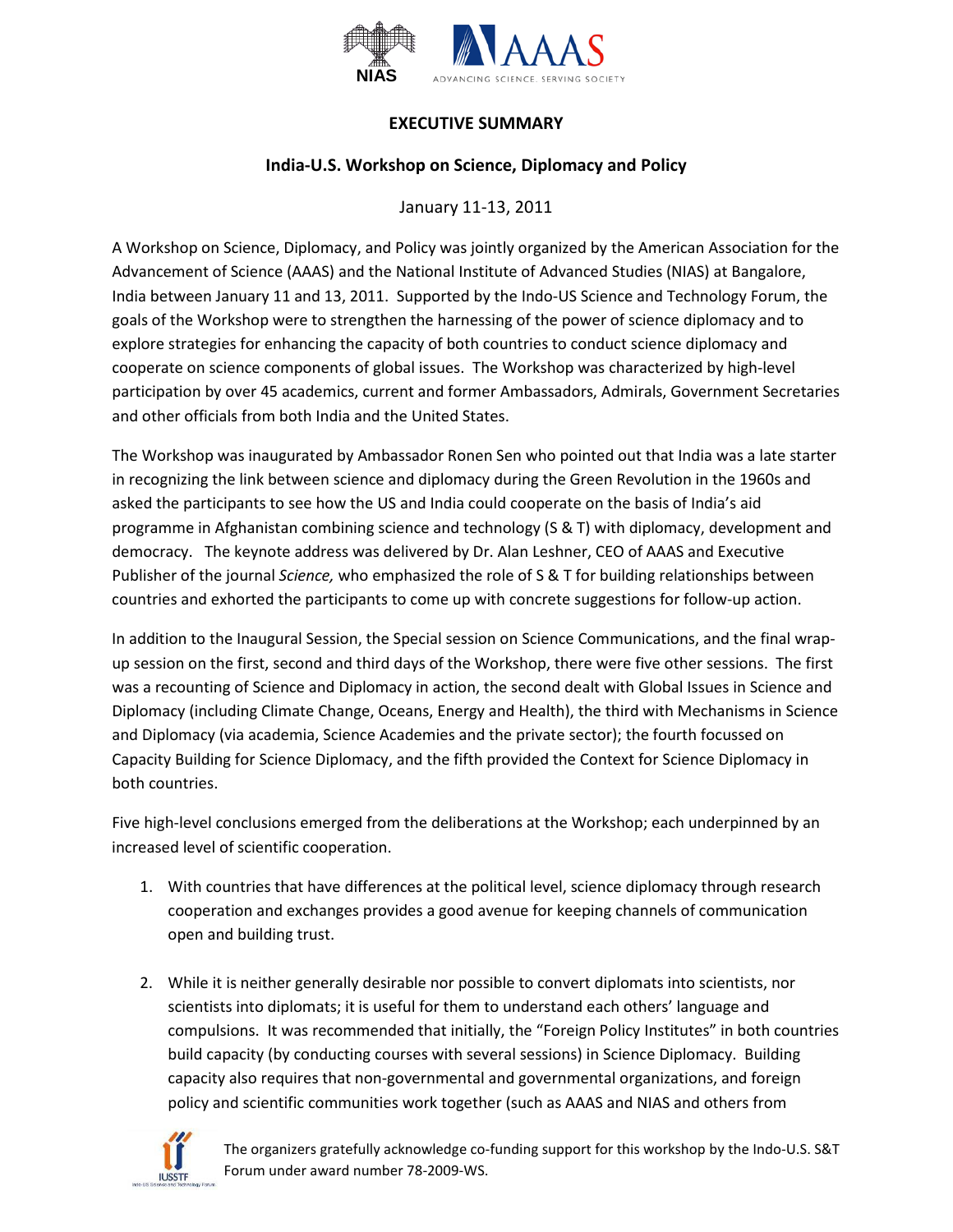# EXECUTIVE SUMMARY

## India-U.S. Workshop on Science, Diplomacy and Policy

January 11-13, 2011

A Workshop on Science, Diplomacy, and Policy was jointly organized by the American Association for the Advancement of Science (AAAS) and the National Institute of Advanced Studies (NIAS) at Bangalore, India between January 11 and 13, 2011. Supported by the Indo-US Science and Technology Forum, the goals of the Workshop were to strengthen the harnessing of the power of science diplomacy and to explore strategies for enhancing the capacity of both countries to conduct science diplomacy and cooperate on science components of global issues. The Workshop was characterized by high-level participation by over 45 academics, current and former Ambassadors, Admirals, Government Secretaries and other officials from both India and the United States.

The Workshop was inaugurated by Ambassador Ronen Sen who pointed out that India was a late starter in recognizing the link between science and diplomacy during the Green Revolution in the 1960s and asked the participants to see how the US and India could cooperate on the basis of India's aid programme in Afghanistan combining science and technology (S & T) with diplomacy, development and democracy. The keynote address was delivered by Dr. Alan Leshner, CEO of AAAS and Executive Publisher of the journal *Science,* who emphasized the role of S & T for building relationships between countries and exhorted the participants to come up with concrete suggestions for follow-up action.

In addition to the Inaugural Session, the Special session on Science Communications, and the final wrap-up session on the first, second and third days of the Workshop, there were five other sessions. The first was a recounting of Science and Diplomacy in action, the second dealt with Global Issues in Science and Diplomacy (including Climate Change, Oceans, Energy and Health), the third with Mechanisms in Science and Diplomacy (via academia, Science Academies and the private sector); the fourth focussed on Capacity Building for Science Diplomacy, and the fifth provided the Context for Science Diplomacy in both countries.

Five high-level conclusions emerged from the deliberations at the Workshop; each underpinned by an increased level of scientific cooperation.

1. With countries that have differences at the political level, science diplomacy through research cooperation and exchanges provides a good avenue for keeping channels of communication open and building trust.

2. While it is neither generally desirable nor possible to convert diplomats into scientists, nor scientists into diplomats; it is useful for them to understand each others' language and compulsions. It was recommended that initially, the "Foreign Policy Institutes" in both countries build capacity (by conducting courses with several sessions) in Science Diplomacy. Building capacity also requires that non-governmental and governmental organizations, and foreign policy and scientific communities work together (such as AAAS and NIAS and others from

The organizers gratefully acknowledge co-funding support for this workshop by the Indo-U.S. S&T Forum under award number 78-2009-WS.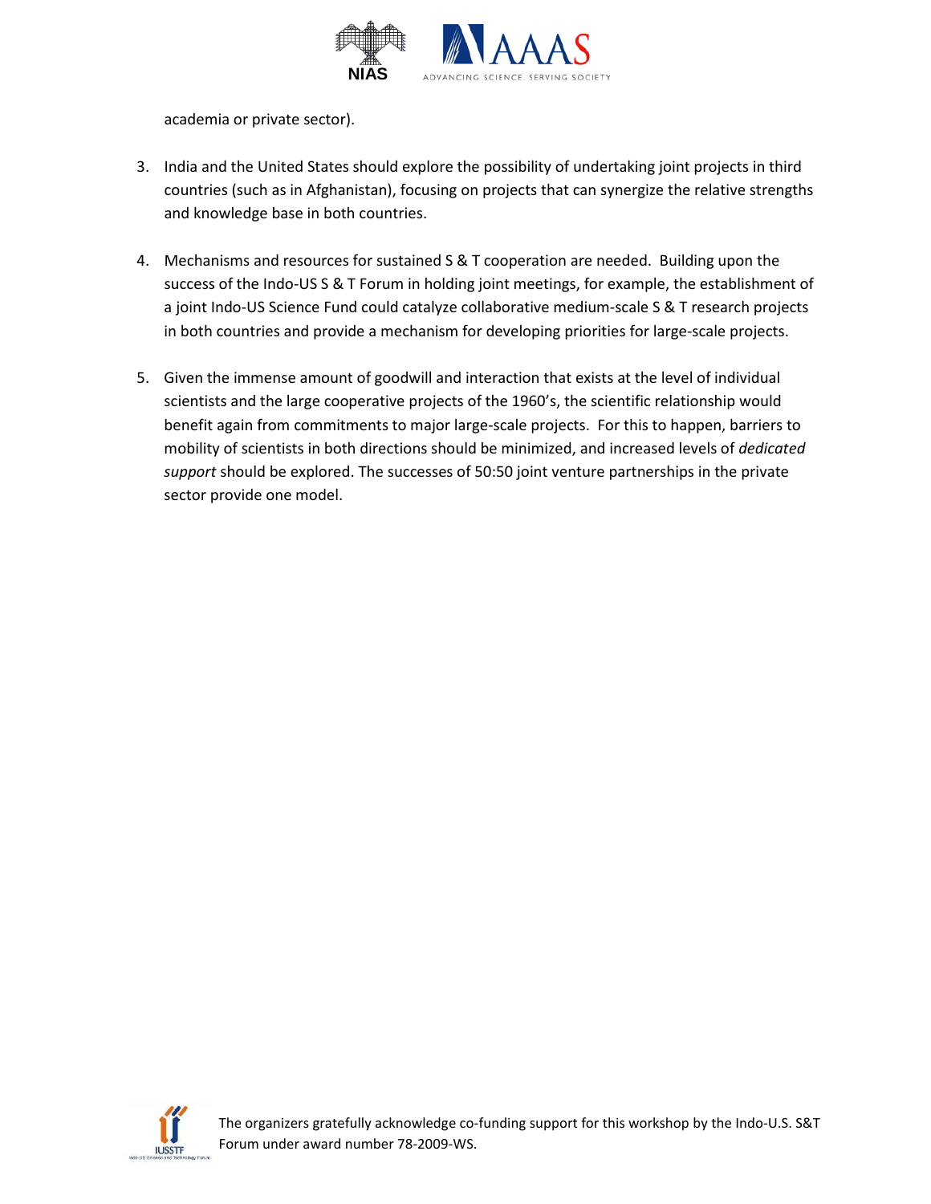academia or private sector).

3. India and the United States should explore the possibility of undertaking joint projects in third countries (such as in Afghanistan), focusing on projects that can synergize the relative strengths and knowledge base in both countries.

4. Mechanisms and resources for sustained S & T cooperation are needed. Building upon the success of the Indo-US S & T Forum in holding joint meetings, for example, the establishment of a joint Indo-US Science Fund could catalyze collaborative medium-scale S & T research projects in both countries and provide a mechanism for developing priorities for large-scale projects.

5. Given the immense amount of goodwill and interaction that exists at the level of individual scientists and the large cooperative projects of the 1960's, the scientific relationship would benefit again from commitments to major large-scale projects. For this to happen, barriers to mobility of scientists in both directions should be minimized, and increased levels of *dedicated support* should be explored. The successes of 50:50 joint venture partnerships in the private sector provide one model.

The organizers gratefully acknowledge co-funding support for this workshop by the Indo-U.S. S&T Forum under award number 78-2009-WS.